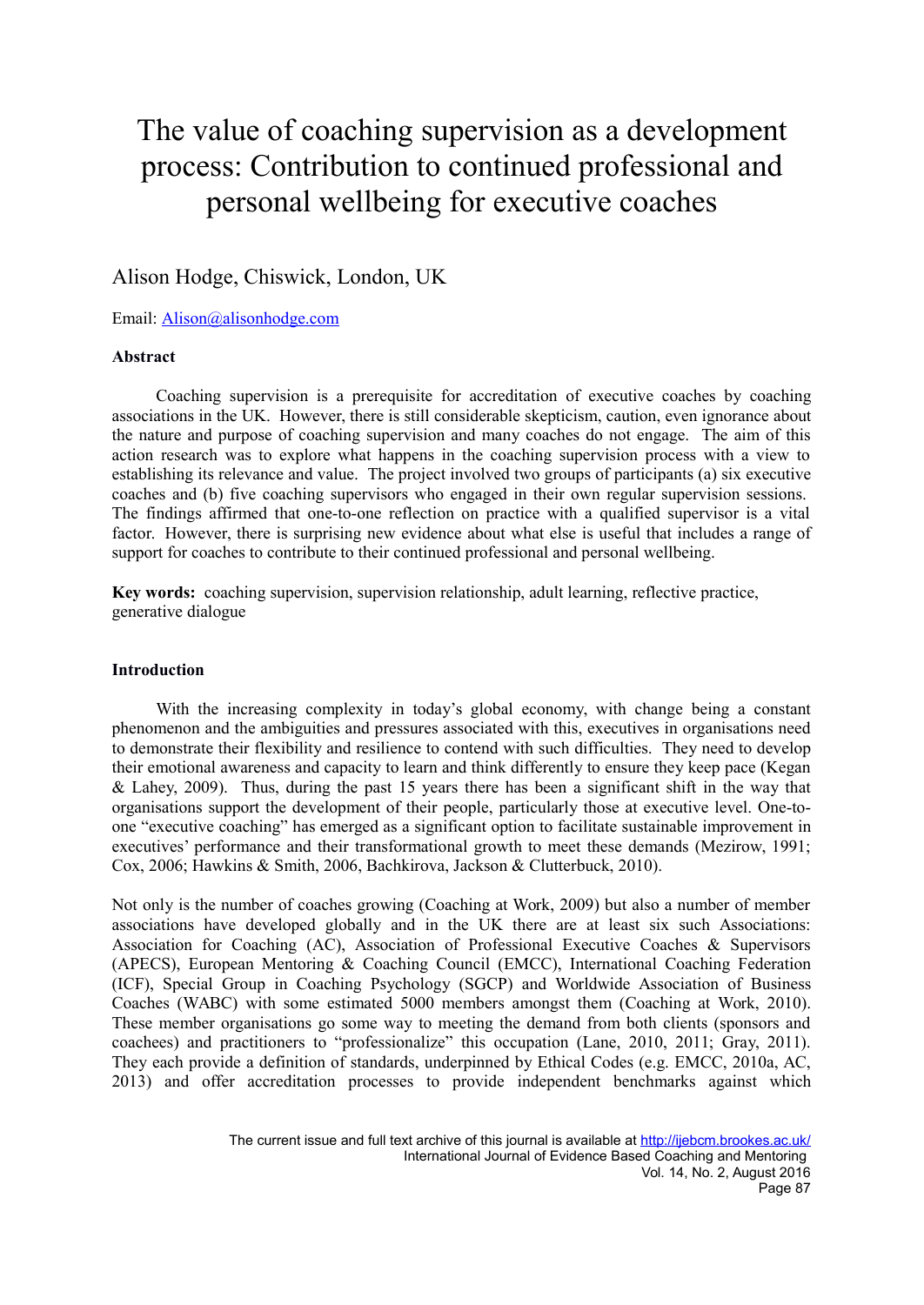# The value of coaching supervision as a development process: Contribution to continued professional and personal wellbeing for executive coaches

Alison Hodge, Chiswick, London, UK

Email: Alison@alisonhodge.com

### Abstract

Coaching supervision is a prerequisite for accreditation of executive coaches by coaching associations in the UK. However, there is still considerable skepticism, caution, even ignorance about the nature and purpose of coaching supervision and many coaches do not engage. The aim of this action research was to explore what happens in the coaching supervision process with a view to establishing its relevance and value. The project involved two groups of participants (a) six executive coaches and (b) five coaching supervisors who engaged in their own regular supervision sessions. The findings affirmed that one-to-one reflection on practice with a qualified supervisor is a vital factor. However, there is surprising new evidence about what else is useful that includes a range of support for coaches to contribute to their continued professional and personal wellbeing.

**Key words:** coaching supervision, supervision relationship, adult learning, reflective practice, generative dialogue

### Introduction

With the increasing complexity in today's global economy, with change being a constant phenomenon and the ambiguities and pressures associated with this, executives in organisations need to demonstrate their flexibility and resilience to contend with such difficulties. They need to develop their emotional awareness and capacity to learn and think differently to ensure they keep pace (Kegan & Lahey, 2009). Thus, during the past 15 years there has been a significant shift in the way that organisations support the development of their people, particularly those at executive level. One-to-one "executive coaching" has emerged as a significant option to facilitate sustainable improvement in executives' performance and their transformational growth to meet these demands (Mezirow, 1991; Cox, 2006; Hawkins & Smith, 2006, Bachkirova, Jackson & Clutterbuck, 2010).

Not only is the number of coaches growing (Coaching at Work, 2009) but also a number of member associations have developed globally and in the UK there are at least six such Associations: Association for Coaching (AC), Association of Professional Executive Coaches & Supervisors (APECS), European Mentoring & Coaching Council (EMCC), International Coaching Federation (ICF), Special Group in Coaching Psychology (SGCP) and Worldwide Association of Business Coaches (WABC) with some estimated 5000 members amongst them (Coaching at Work, 2010). These member organisations go some way to meeting the demand from both clients (sponsors and coachees) and practitioners to "professionalize" this occupation (Lane, 2010, 2011; Gray, 2011). They each provide a definition of standards, underpinned by Ethical Codes (e.g. EMCC, 2010a, AC, 2013) and offer accreditation processes to provide independent benchmarks against which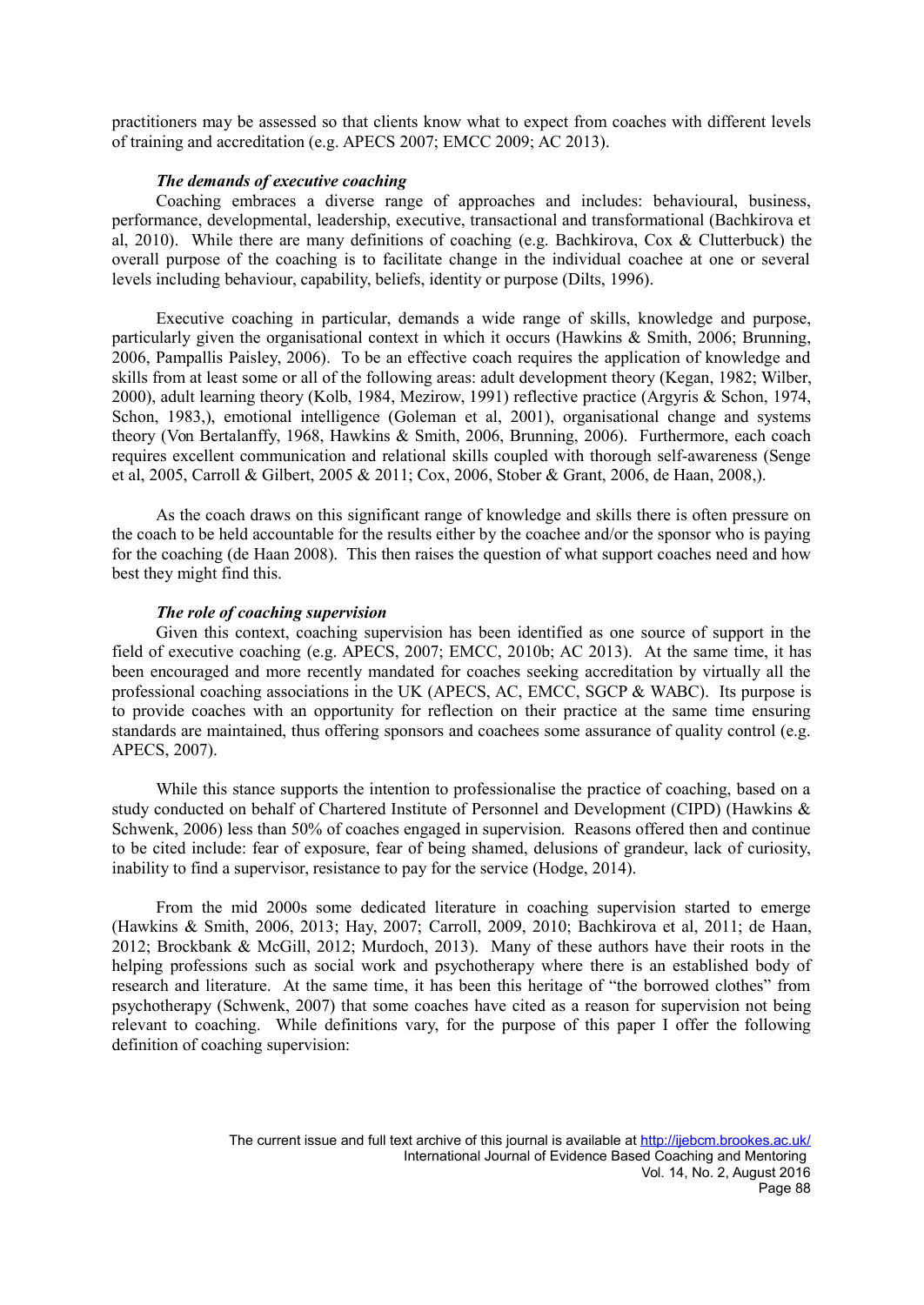practitioners may be assessed so that clients know what to expect from coaches with different levels of training and accreditation (e.g. APECS 2007; EMCC 2009; AC 2013).

### *The demands of executive coaching*

Coaching embraces a diverse range of approaches and includes: behavioural, business, performance, developmental, leadership, executive, transactional and transformational (Bachkirova et al, 2010). While there are many definitions of coaching (e.g. Bachkirova, Cox & Clutterbuck) the overall purpose of the coaching is to facilitate change in the individual coachee at one or several levels including behaviour, capability, beliefs, identity or purpose (Dilts, 1996).

Executive coaching in particular, demands a wide range of skills, knowledge and purpose, particularly given the organisational context in which it occurs (Hawkins & Smith, 2006; Brunning, 2006, Pampallis Paisley, 2006). To be an effective coach requires the application of knowledge and skills from at least some or all of the following areas: adult development theory (Kegan, 1982; Wilber, 2000), adult learning theory (Kolb, 1984, Mezirow, 1991) reflective practice (Argyris & Schon, 1974, Schon, 1983,), emotional intelligence (Goleman et al, 2001), organisational change and systems theory (Von Bertalanffy, 1968, Hawkins & Smith, 2006, Brunning, 2006). Furthermore, each coach requires excellent communication and relational skills coupled with thorough self-awareness (Senge et al, 2005, Carroll & Gilbert, 2005 & 2011; Cox, 2006, Stober & Grant, 2006, de Haan, 2008,).

As the coach draws on this significant range of knowledge and skills there is often pressure on the coach to be held accountable for the results either by the coachee and/or the sponsor who is paying for the coaching (de Haan 2008). This then raises the question of what support coaches need and how best they might find this.

### *The role of coaching supervision*

Given this context, coaching supervision has been identified as one source of support in the field of executive coaching (e.g. APECS, 2007; EMCC, 2010b; AC 2013). At the same time, it has been encouraged and more recently mandated for coaches seeking accreditation by virtually all the professional coaching associations in the UK (APECS, AC, EMCC, SGCP & WABC). Its purpose is to provide coaches with an opportunity for reflection on their practice at the same time ensuring standards are maintained, thus offering sponsors and coachees some assurance of quality control (e.g. APECS, 2007).

While this stance supports the intention to professionalise the practice of coaching, based on a study conducted on behalf of Chartered Institute of Personnel and Development (CIPD) (Hawkins & Schwenk, 2006) less than 50% of coaches engaged in supervision. Reasons offered then and continue to be cited include: fear of exposure, fear of being shamed, delusions of grandeur, lack of curiosity, inability to find a supervisor, resistance to pay for the service (Hodge, 2014).

From the mid 2000s some dedicated literature in coaching supervision started to emerge (Hawkins & Smith, 2006, 2013; Hay, 2007; Carroll, 2009, 2010; Bachkirova et al, 2011; de Haan, 2012; Brockbank & McGill, 2012; Murdoch, 2013). Many of these authors have their roots in the helping professions such as social work and psychotherapy where there is an established body of research and literature. At the same time, it has been this heritage of "the borrowed clothes" from psychotherapy (Schwenk, 2007) that some coaches have cited as a reason for supervision not being relevant to coaching. While definitions vary, for the purpose of this paper I offer the following definition of coaching supervision: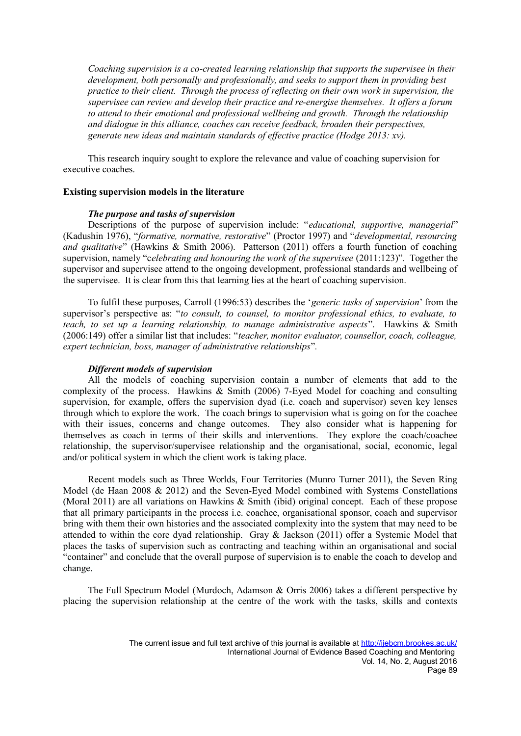*Coaching supervision is a co-created learning relationship that supports the supervisee in their development, both personally and professionally, and seeks to support them in providing best practice to their client. Through the process of reflecting on their own work in supervision, the supervisee can review and develop their practice and re-energise themselves. It offers a forum to attend to their emotional and professional wellbeing and growth. Through the relationship and dialogue in this alliance, coaches can receive feedback, broaden their perspectives, generate new ideas and maintain standards of effective practice (Hodge 2013: xv).*

This research inquiry sought to explore the relevance and value of coaching supervision for executive coaches.

**Existing supervision models in the literature**

***The purpose and tasks of supervision***

Descriptions of the purpose of supervision include: "*educational, supportive, managerial*" (Kadushin 1976), "*formative, normative, restorative*" (Proctor 1997) and "*developmental, resourcing and qualitative*" (Hawkins & Smith 2006). Patterson (2011) offers a fourth function of coaching supervision, namely "c*elebrating and honouring the work of the supervisee* (2011:123)". Together the supervisor and supervisee attend to the ongoing development, professional standards and wellbeing of the supervisee. It is clear from this that learning lies at the heart of coaching supervision.

To fulfil these purposes, Carroll (1996:53) describes the '*generic tasks of supervision*' from the supervisor's perspective as: "*to consult, to counsel, to monitor professional ethics, to evaluate, to teach, to set up a learning relationship, to manage administrative aspects*". Hawkins & Smith (2006:149) offer a similar list that includes: "*teacher, monitor evaluator, counsellor, coach, colleague, expert technician, boss, manager of administrative relationships*".

***Different models of supervision***

All the models of coaching supervision contain a number of elements that add to the complexity of the process. Hawkins & Smith (2006) 7-Eyed Model for coaching and consulting supervision, for example, offers the supervision dyad (i.e. coach and supervisor) seven key lenses through which to explore the work. The coach brings to supervision what is going on for the coachee with their issues, concerns and change outcomes. They also consider what is happening for themselves as coach in terms of their skills and interventions. They explore the coach/coachee relationship, the supervisor/supervisee relationship and the organisational, social, economic, legal and/or political system in which the client work is taking place.

Recent models such as Three Worlds, Four Territories (Munro Turner 2011), the Seven Ring Model (de Haan 2008 & 2012) and the Seven-Eyed Model combined with Systems Constellations (Moral 2011) are all variations on Hawkins & Smith (ibid) original concept. Each of these propose that all primary participants in the process i.e. coachee, organisational sponsor, coach and supervisor bring with them their own histories and the associated complexity into the system that may need to be attended to within the core dyad relationship. Gray & Jackson (2011) offer a Systemic Model that places the tasks of supervision such as contracting and teaching within an organisational and social "container" and conclude that the overall purpose of supervision is to enable the coach to develop and change.

The Full Spectrum Model (Murdoch, Adamson & Orris 2006) takes a different perspective by placing the supervision relationship at the centre of the work with the tasks, skills and contexts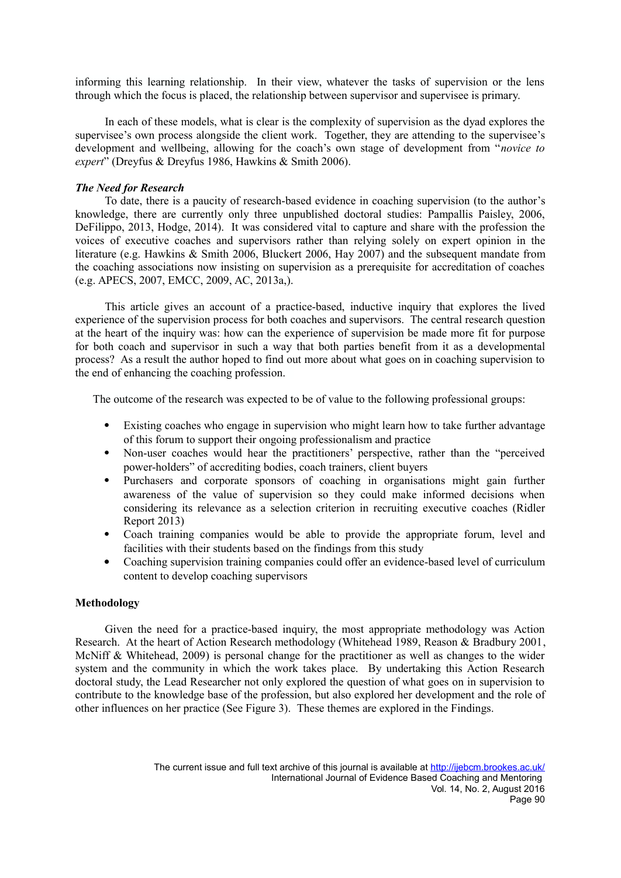informing this learning relationship. In their view, whatever the tasks of supervision or the lens through which the focus is placed, the relationship between supervisor and supervisee is primary.

In each of these models, what is clear is the complexity of supervision as the dyad explores the supervisee's own process alongside the client work. Together, they are attending to the supervisee's development and wellbeing, allowing for the coach's own stage of development from "*novice to expert*" (Dreyfus & Dreyfus 1986, Hawkins & Smith 2006).

***The Need for Research***

To date, there is a paucity of research-based evidence in coaching supervision (to the author's knowledge, there are currently only three unpublished doctoral studies: Pampallis Paisley, 2006, DeFilippo, 2013, Hodge, 2014). It was considered vital to capture and share with the profession the voices of executive coaches and supervisors rather than relying solely on expert opinion in the literature (e.g. Hawkins & Smith 2006, Bluckert 2006, Hay 2007) and the subsequent mandate from the coaching associations now insisting on supervision as a prerequisite for accreditation of coaches (e.g. APECS, 2007, EMCC, 2009, AC, 2013a,).

This article gives an account of a practice-based, inductive inquiry that explores the lived experience of the supervision process for both coaches and supervisors. The central research question at the heart of the inquiry was: how can the experience of supervision be made more fit for purpose for both coach and supervisor in such a way that both parties benefit from it as a developmental process? As a result the author hoped to find out more about what goes on in coaching supervision to the end of enhancing the coaching profession.

The outcome of the research was expected to be of value to the following professional groups:

- Existing coaches who engage in supervision who might learn how to take further advantage of this forum to support their ongoing professionalism and practice
- Non-user coaches would hear the practitioners' perspective, rather than the "perceived power-holders" of accrediting bodies, coach trainers, client buyers
- Purchasers and corporate sponsors of coaching in organisations might gain further awareness of the value of supervision so they could make informed decisions when considering its relevance as a selection criterion in recruiting executive coaches (Ridler Report 2013)
- Coach training companies would be able to provide the appropriate forum, level and facilities with their students based on the findings from this study
- Coaching supervision training companies could offer an evidence-based level of curriculum content to develop coaching supervisors

**Methodology**

Given the need for a practice-based inquiry, the most appropriate methodology was Action Research. At the heart of Action Research methodology (Whitehead 1989, Reason & Bradbury 2001, McNiff & Whitehead, 2009) is personal change for the practitioner as well as changes to the wider system and the community in which the work takes place. By undertaking this Action Research doctoral study, the Lead Researcher not only explored the question of what goes on in supervision to contribute to the knowledge base of the profession, but also explored her development and the role of other influences on her practice (See Figure 3). These themes are explored in the Findings.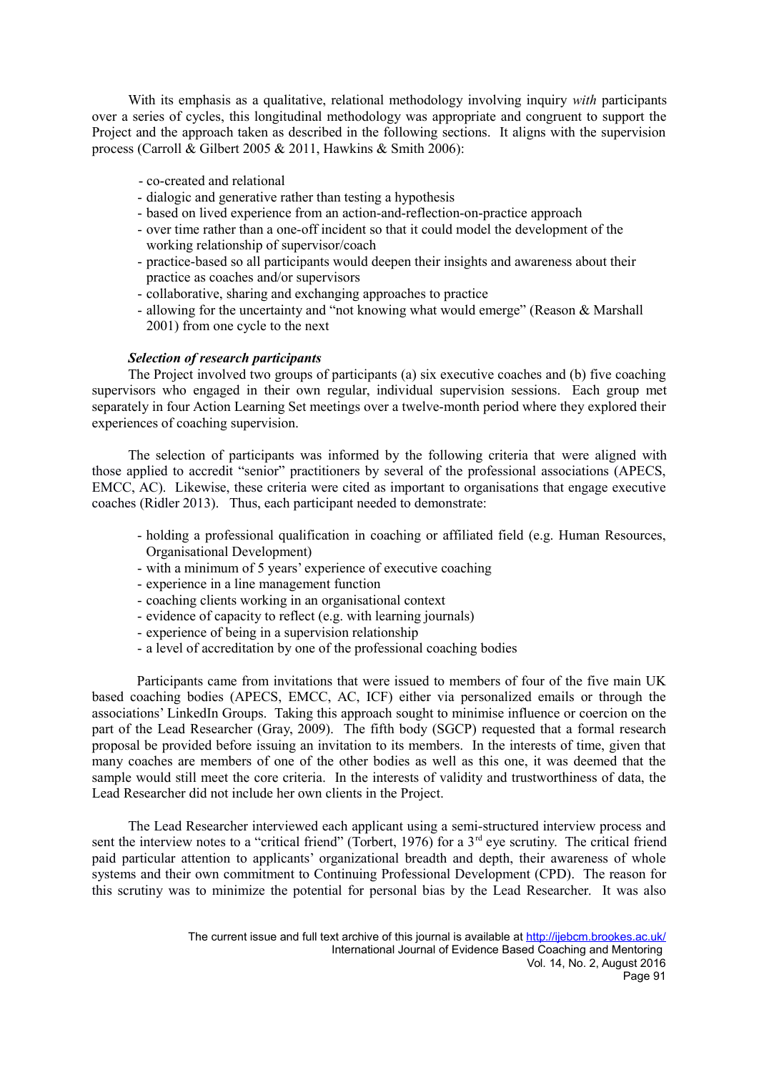With its emphasis as a qualitative, relational methodology involving inquiry *with* participants over a series of cycles, this longitudinal methodology was appropriate and congruent to support the Project and the approach taken as described in the following sections. It aligns with the supervision process (Carroll & Gilbert 2005 & 2011, Hawkins & Smith 2006):

- co-created and relational
- dialogic and generative rather than testing a hypothesis
- based on lived experience from an action-and-reflection-on-practice approach
- over time rather than a one-off incident so that it could model the development of the working relationship of supervisor/coach
- practice-based so all participants would deepen their insights and awareness about their practice as coaches and/or supervisors
- collaborative, sharing and exchanging approaches to practice
- allowing for the uncertainty and "not knowing what would emerge" (Reason & Marshall 2001) from one cycle to the next

### *Selection of research participants*

The Project involved two groups of participants (a) six executive coaches and (b) five coaching supervisors who engaged in their own regular, individual supervision sessions. Each group met separately in four Action Learning Set meetings over a twelve-month period where they explored their experiences of coaching supervision.

The selection of participants was informed by the following criteria that were aligned with those applied to accredit "senior" practitioners by several of the professional associations (APECS, EMCC, AC). Likewise, these criteria were cited as important to organisations that engage executive coaches (Ridler 2013). Thus, each participant needed to demonstrate:

- holding a professional qualification in coaching or affiliated field (e.g. Human Resources, Organisational Development)
- with a minimum of 5 years' experience of executive coaching
- experience in a line management function
- coaching clients working in an organisational context
- evidence of capacity to reflect (e.g. with learning journals)
- experience of being in a supervision relationship
- a level of accreditation by one of the professional coaching bodies

Participants came from invitations that were issued to members of four of the five main UK based coaching bodies (APECS, EMCC, AC, ICF) either via personalized emails or through the associations' LinkedIn Groups. Taking this approach sought to minimise influence or coercion on the part of the Lead Researcher (Gray, 2009). The fifth body (SGCP) requested that a formal research proposal be provided before issuing an invitation to its members. In the interests of time, given that many coaches are members of one of the other bodies as well as this one, it was deemed that the sample would still meet the core criteria. In the interests of validity and trustworthiness of data, the Lead Researcher did not include her own clients in the Project.

The Lead Researcher interviewed each applicant using a semi-structured interview process and sent the interview notes to a "critical friend" (Torbert, 1976) for a 3rd eye scrutiny. The critical friend paid particular attention to applicants' organizational breadth and depth, their awareness of whole systems and their own commitment to Continuing Professional Development (CPD). The reason for this scrutiny was to minimize the potential for personal bias by the Lead Researcher. It was also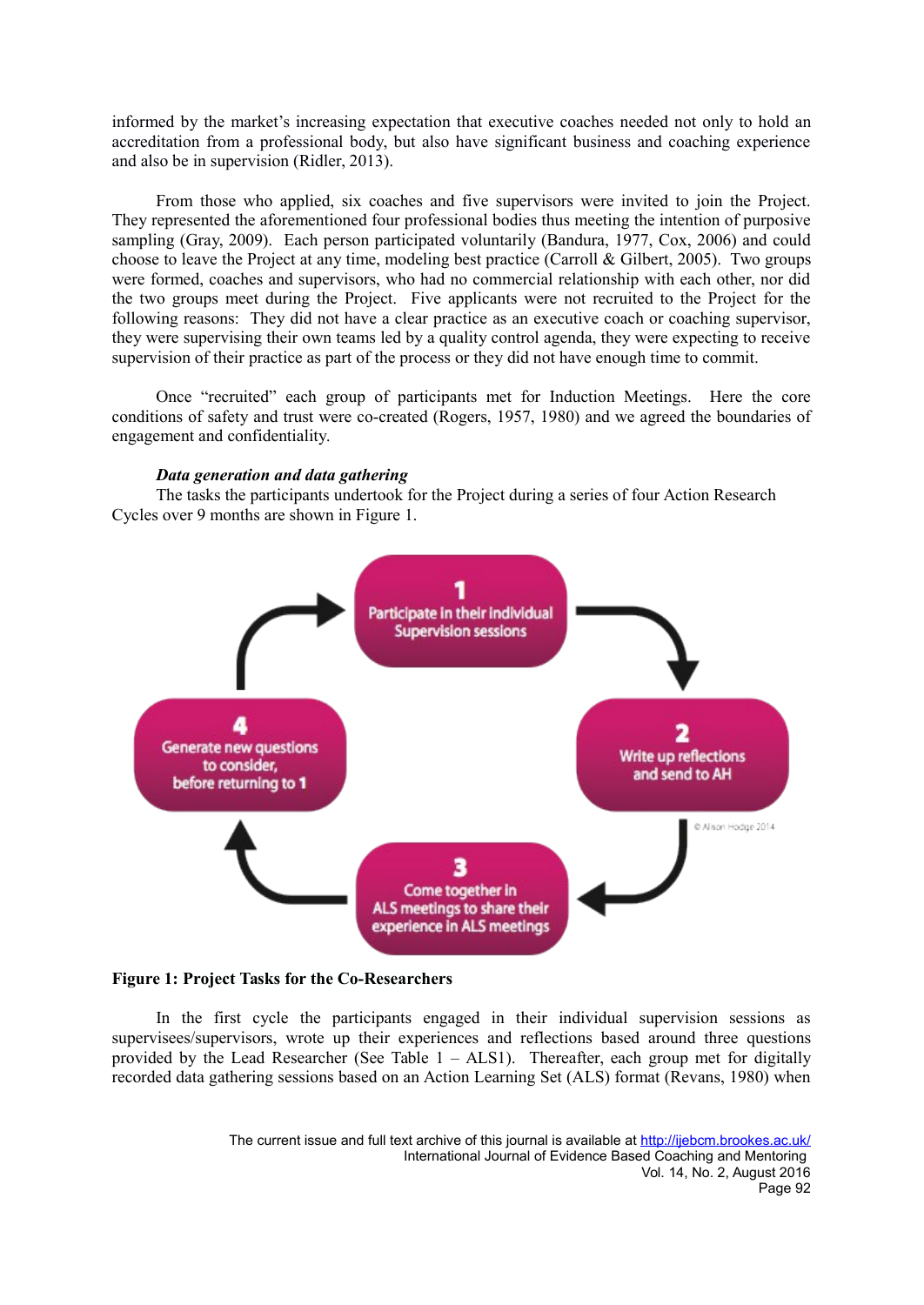informed by the market's increasing expectation that executive coaches needed not only to hold an accreditation from a professional body, but also have significant business and coaching experience and also be in supervision (Ridler, 2013).

From those who applied, six coaches and five supervisors were invited to join the Project. They represented the aforementioned four professional bodies thus meeting the intention of purposive sampling (Gray, 2009). Each person participated voluntarily (Bandura, 1977, Cox, 2006) and could choose to leave the Project at any time, modeling best practice (Carroll & Gilbert, 2005). Two groups were formed, coaches and supervisors, who had no commercial relationship with each other, nor did the two groups meet during the Project. Five applicants were not recruited to the Project for the following reasons: They did not have a clear practice as an executive coach or coaching supervisor, they were supervising their own teams led by a quality control agenda, they were expecting to receive supervision of their practice as part of the process or they did not have enough time to commit.

Once "recruited" each group of participants met for Induction Meetings. Here the core conditions of safety and trust were co-created (Rogers, 1957, 1980) and we agreed the boundaries of engagement and confidentiality.

***Data generation and data gathering***

The tasks the participants undertook for the Project during a series of four Action Research Cycles over 9 months are shown in Figure 1.

1. Participate in their individual Supervision sessions
2. Write up reflections and send to AH
3. Come together in ALS meetings to share their experience in ALS meetings
4. Generate new questions to consider, before returning to 1

© Alison Hodge 2014

**Figure 1: Project Tasks for the Co-Researchers**

In the first cycle the participants engaged in their individual supervision sessions as supervisees/supervisors, wrote up their experiences and reflections based around three questions provided by the Lead Researcher (See Table 1 – ALS1). Thereafter, each group met for digitally recorded data gathering sessions based on an Action Learning Set (ALS) format (Revans, 1980) when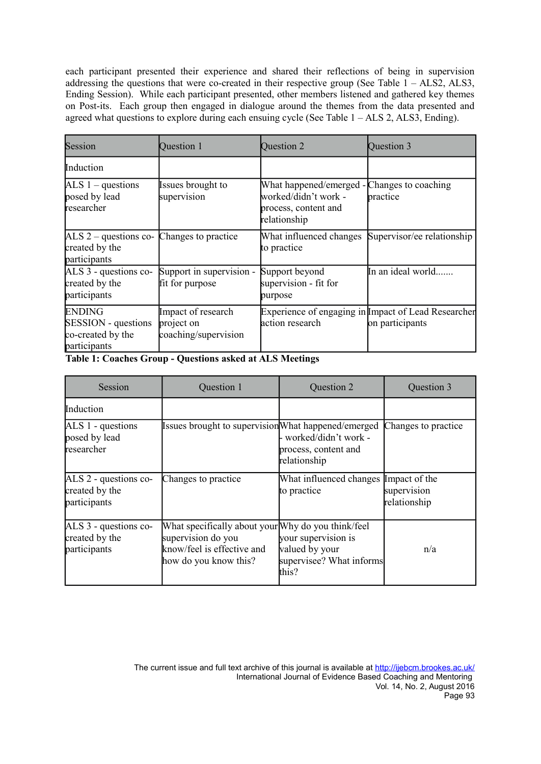each participant presented their experience and shared their reflections of being in supervision addressing the questions that were co-created in their respective group (See Table 1 – ALS2, ALS3, Ending Session). While each participant presented, other members listened and gathered key themes on Post-its. Each group then engaged in dialogue around the themes from the data presented and agreed what questions to explore during each ensuing cycle (See Table 1 – ALS 2, ALS3, Ending).

| Session | Question 1 | Question 2 | Question 3 |
|---|---|---|---|
| Induction | | | |
| ALS 1 – questions posed by lead researcher | Issues brought to supervision | What happened/emerged - worked/didn't work - process, content and relationship | Changes to coaching practice |
| ALS 2 – questions co-created by the participants | Changes to practice | What influenced changes to practice | Supervisor/ee relationship |
| ALS 3 - questions co-created by the participants | Support in supervision - fit for purpose | Support beyond supervision - fit for purpose | In an ideal world....... |
| ENDING SESSION - questions co-created by the participants | Impact of research project on coaching/supervision | Experience of engaging in action research | Impact of Lead Researcher on participants |

**Table 1: Coaches Group - Questions asked at ALS Meetings**

| Session | Question 1 | Question 2 | Question 3 |
|---|---|---|---|
| Induction | | | |
| ALS 1 - questions posed by lead researcher | Issues brought to supervision | What happened/emerged - worked/didn't work - process, content and relationship | Changes to practice |
| ALS 2 - questions co-created by the participants | Changes to practice | What influenced changes to practice | Impact of the supervision relationship |
| ALS 3 - questions co-created by the participants | What specifically about your supervision do you know/feel is effective and how do you know this? | Why do you think/feel your supervision is valued by your supervisee? What informs this? | n/a |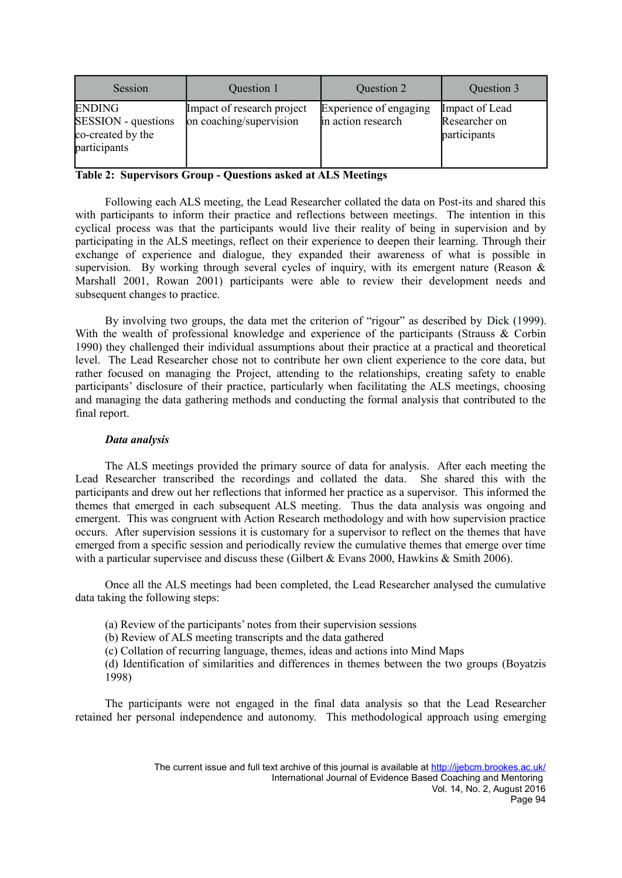| Session | Question 1 | Question 2 | Question 3 |
|---|---|---|---|
| ENDING SESSION - questions co-created by the participants | Impact of research project on coaching/supervision | Experience of engaging in action research | Impact of Lead Researcher on participants |

**Table 2: Supervisors Group - Questions asked at ALS Meetings**

Following each ALS meeting, the Lead Researcher collated the data on Post-its and shared this with participants to inform their practice and reflections between meetings. The intention in this cyclical process was that the participants would live their reality of being in supervision and by participating in the ALS meetings, reflect on their experience to deepen their learning. Through their exchange of experience and dialogue, they expanded their awareness of what is possible in supervision. By working through several cycles of inquiry, with its emergent nature (Reason & Marshall 2001, Rowan 2001) participants were able to review their development needs and subsequent changes to practice.

By involving two groups, the data met the criterion of "rigour" as described by Dick (1999). With the wealth of professional knowledge and experience of the participants (Strauss & Corbin 1990) they challenged their individual assumptions about their practice at a practical and theoretical level. The Lead Researcher chose not to contribute her own client experience to the core data, but rather focused on managing the Project, attending to the relationships, creating safety to enable participants' disclosure of their practice, particularly when facilitating the ALS meetings, choosing and managing the data gathering methods and conducting the formal analysis that contributed to the final report.

***Data analysis***

The ALS meetings provided the primary source of data for analysis. After each meeting the Lead Researcher transcribed the recordings and collated the data. She shared this with the participants and drew out her reflections that informed her practice as a supervisor. This informed the themes that emerged in each subsequent ALS meeting. Thus the data analysis was ongoing and emergent. This was congruent with Action Research methodology and with how supervision practice occurs. After supervision sessions it is customary for a supervisor to reflect on the themes that have emerged from a specific session and periodically review the cumulative themes that emerge over time with a particular supervisee and discuss these (Gilbert & Evans 2000, Hawkins & Smith 2006).

Once all the ALS meetings had been completed, the Lead Researcher analysed the cumulative data taking the following steps:

(a) Review of the participants' notes from their supervision sessions
(b) Review of ALS meeting transcripts and the data gathered
(c) Collation of recurring language, themes, ideas and actions into Mind Maps
(d) Identification of similarities and differences in themes between the two groups (Boyatzis 1998)

The participants were not engaged in the final data analysis so that the Lead Researcher retained her personal independence and autonomy. This methodological approach using emerging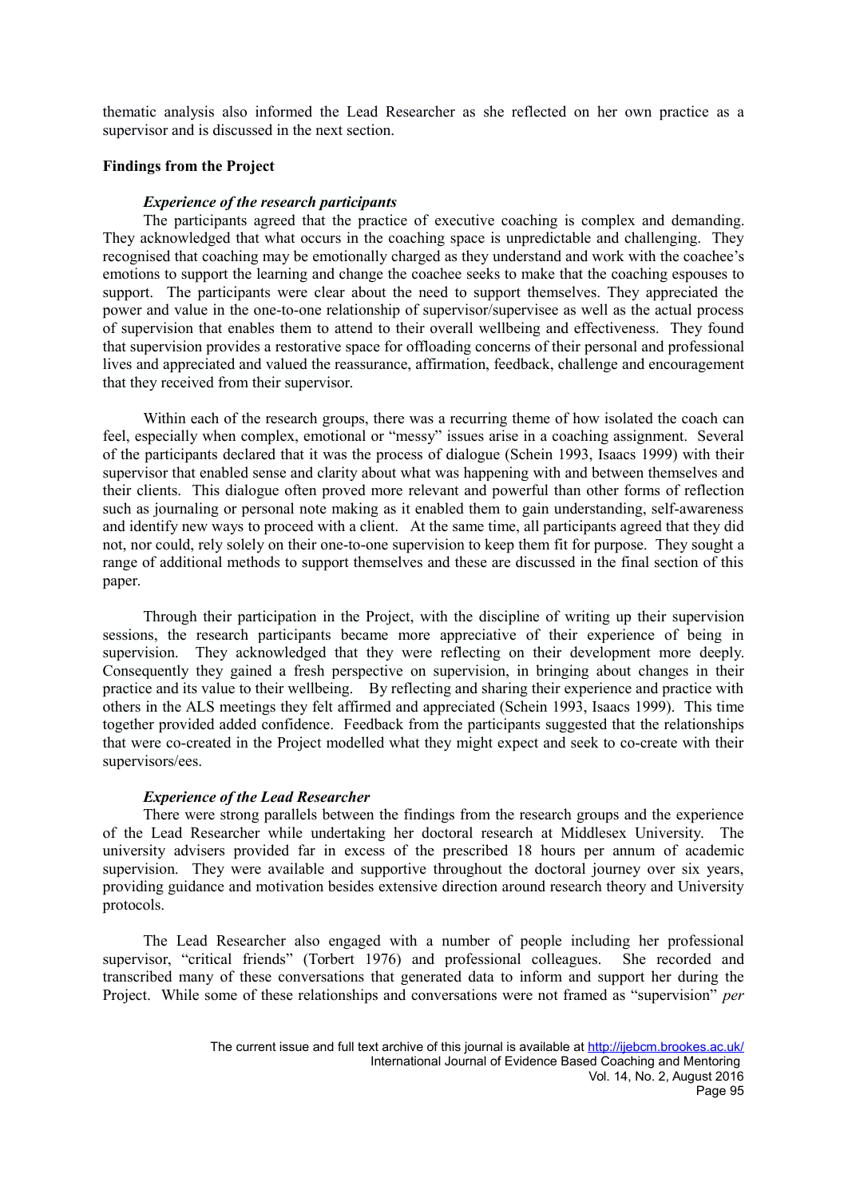thematic analysis also informed the Lead Researcher as she reflected on her own practice as a supervisor and is discussed in the next section.

## Findings from the Project

### *Experience of the research participants*

The participants agreed that the practice of executive coaching is complex and demanding. They acknowledged that what occurs in the coaching space is unpredictable and challenging. They recognised that coaching may be emotionally charged as they understand and work with the coachee's emotions to support the learning and change the coachee seeks to make that the coaching espouses to support. The participants were clear about the need to support themselves. They appreciated the power and value in the one-to-one relationship of supervisor/supervisee as well as the actual process of supervision that enables them to attend to their overall wellbeing and effectiveness. They found that supervision provides a restorative space for offloading concerns of their personal and professional lives and appreciated and valued the reassurance, affirmation, feedback, challenge and encouragement that they received from their supervisor.

Within each of the research groups, there was a recurring theme of how isolated the coach can feel, especially when complex, emotional or "messy" issues arise in a coaching assignment. Several of the participants declared that it was the process of dialogue (Schein 1993, Isaacs 1999) with their supervisor that enabled sense and clarity about what was happening with and between themselves and their clients. This dialogue often proved more relevant and powerful than other forms of reflection such as journaling or personal note making as it enabled them to gain understanding, self-awareness and identify new ways to proceed with a client. At the same time, all participants agreed that they did not, nor could, rely solely on their one-to-one supervision to keep them fit for purpose. They sought a range of additional methods to support themselves and these are discussed in the final section of this paper.

Through their participation in the Project, with the discipline of writing up their supervision sessions, the research participants became more appreciative of their experience of being in supervision. They acknowledged that they were reflecting on their development more deeply. Consequently they gained a fresh perspective on supervision, in bringing about changes in their practice and its value to their wellbeing. By reflecting and sharing their experience and practice with others in the ALS meetings they felt affirmed and appreciated (Schein 1993, Isaacs 1999). This time together provided added confidence. Feedback from the participants suggested that the relationships that were co-created in the Project modelled what they might expect and seek to co-create with their supervisors/ees.

### *Experience of the Lead Researcher*

There were strong parallels between the findings from the research groups and the experience of the Lead Researcher while undertaking her doctoral research at Middlesex University. The university advisers provided far in excess of the prescribed 18 hours per annum of academic supervision. They were available and supportive throughout the doctoral journey over six years, providing guidance and motivation besides extensive direction around research theory and University protocols.

The Lead Researcher also engaged with a number of people including her professional supervisor, "critical friends" (Torbert 1976) and professional colleagues. She recorded and transcribed many of these conversations that generated data to inform and support her during the Project. While some of these relationships and conversations were not framed as "supervision" *per*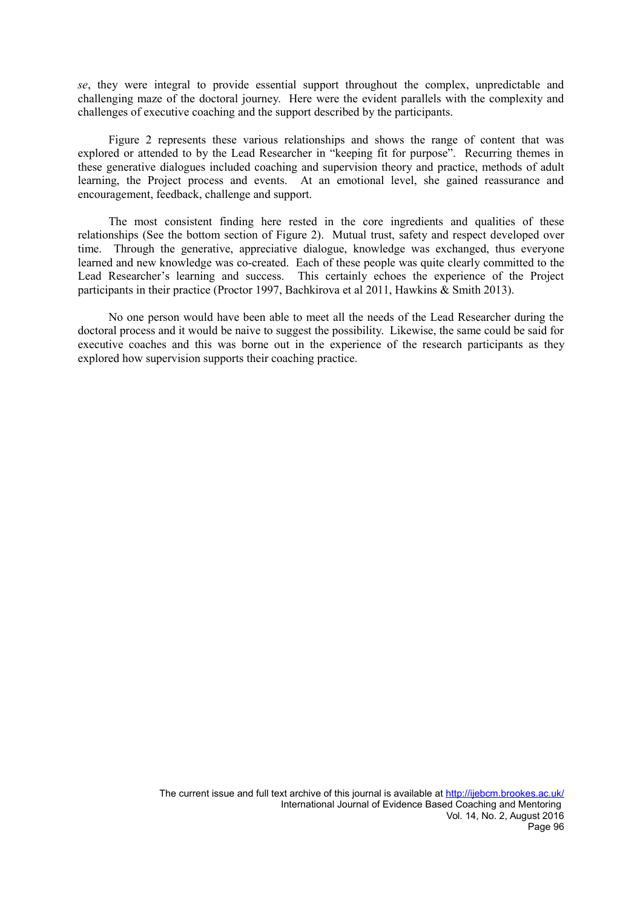*se*, they were integral to provide essential support throughout the complex, unpredictable and challenging maze of the doctoral journey. Here were the evident parallels with the complexity and challenges of executive coaching and the support described by the participants.

Figure 2 represents these various relationships and shows the range of content that was explored or attended to by the Lead Researcher in "keeping fit for purpose". Recurring themes in these generative dialogues included coaching and supervision theory and practice, methods of adult learning, the Project process and events. At an emotional level, she gained reassurance and encouragement, feedback, challenge and support.

The most consistent finding here rested in the core ingredients and qualities of these relationships (See the bottom section of Figure 2). Mutual trust, safety and respect developed over time. Through the generative, appreciative dialogue, knowledge was exchanged, thus everyone learned and new knowledge was co-created. Each of these people was quite clearly committed to the Lead Researcher's learning and success. This certainly echoes the experience of the Project participants in their practice (Proctor 1997, Bachkirova et al 2011, Hawkins & Smith 2013).

No one person would have been able to meet all the needs of the Lead Researcher during the doctoral process and it would be naive to suggest the possibility. Likewise, the same could be said for executive coaches and this was borne out in the experience of the research participants as they explored how supervision supports their coaching practice.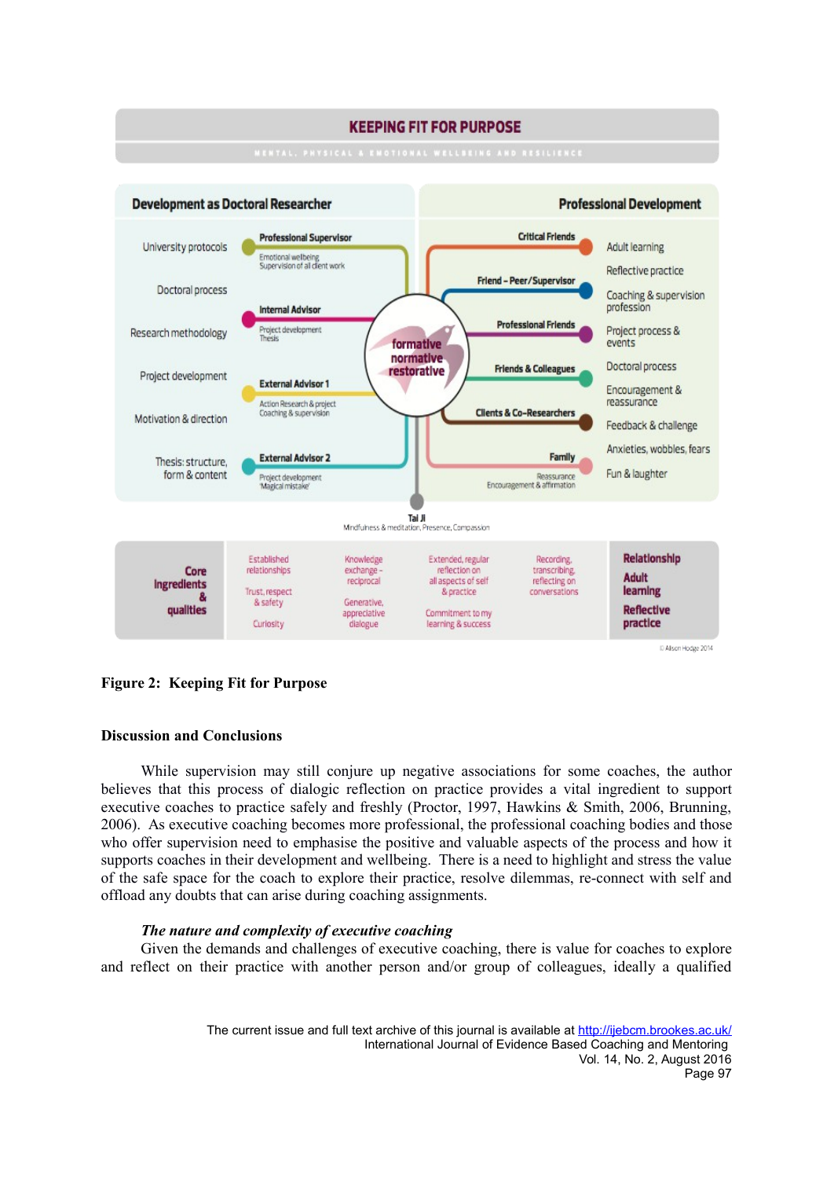KEEPING FIT FOR PURPOSE

MENTAL, PHYSICAL & EMOTIONAL WELLBEING AND RESILIENCE

**Development as Doctoral Researcher**

University protocols

Doctoral process

Research methodology

Project development

Motivation & direction

Thesis: structure, form & content

**Professional Supervisor** — Emotional wellbeing, Supervision of all client work

**Internal Advisor** — Project development, Thesis

**External Advisor 1** — Action Research & project, Coaching & supervision

**External Advisor 2** — Project development, 'Magical mistake'

formative
normative
restorative

**Professional Development**

**Critical Friends**

**Friend – Peer/Supervisor**

**Professional Friends**

**Friends & Colleagues**

**Clients & Co-Researchers**

**Family** — Reassurance, Encouragement & affirmation

Adult learning

Reflective practice

Coaching & supervision profession

Project process & events

Doctoral process

Encouragement & reassurance

Feedback & challenge

Anxieties, wobbles, fears

Fun & laughter

**Tai Ji** — Mindfulness & meditation, Presence, Compassion

| **Core Ingredients & qualities** | Established relationships<br>Trust, respect & safety<br>Curiosity | Knowledge exchange - reciprocal<br>Generative, appreciative dialogue | Extended, regular reflection on all aspects of self & practice<br>Commitment to my learning & success | Recording, transcribing, reflecting on conversations | **Relationship**<br>**Adult learning**<br>**Reflective practice** |
|---|---|---|---|---|---|

© Alison Hodge 2014

**Figure 2: Keeping Fit for Purpose**

## Discussion and Conclusions

While supervision may still conjure up negative associations for some coaches, the author believes that this process of dialogic reflection on practice provides a vital ingredient to support executive coaches to practice safely and freshly (Proctor, 1997, Hawkins & Smith, 2006, Brunning, 2006). As executive coaching becomes more professional, the professional coaching bodies and those who offer supervision need to emphasise the positive and valuable aspects of the process and how it supports coaches in their development and wellbeing. There is a need to highlight and stress the value of the safe space for the coach to explore their practice, resolve dilemmas, re-connect with self and offload any doubts that can arise during coaching assignments.

### *The nature and complexity of executive coaching*

Given the demands and challenges of executive coaching, there is value for coaches to explore and reflect on their practice with another person and/or group of colleagues, ideally a qualified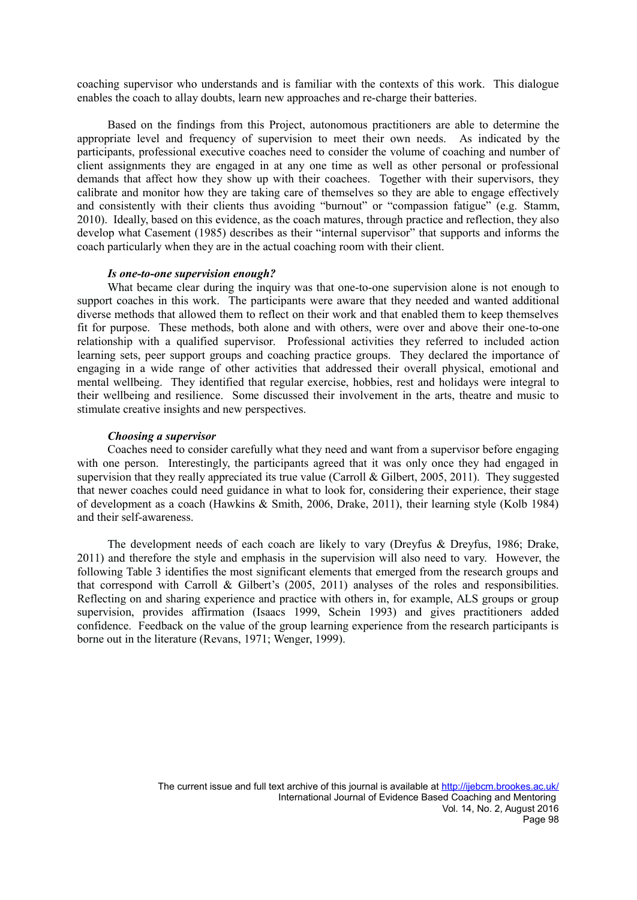coaching supervisor who understands and is familiar with the contexts of this work. This dialogue enables the coach to allay doubts, learn new approaches and re-charge their batteries.

Based on the findings from this Project, autonomous practitioners are able to determine the appropriate level and frequency of supervision to meet their own needs. As indicated by the participants, professional executive coaches need to consider the volume of coaching and number of client assignments they are engaged in at any one time as well as other personal or professional demands that affect how they show up with their coachees. Together with their supervisors, they calibrate and monitor how they are taking care of themselves so they are able to engage effectively and consistently with their clients thus avoiding "burnout" or "compassion fatigue" (e.g. Stamm, 2010). Ideally, based on this evidence, as the coach matures, through practice and reflection, they also develop what Casement (1985) describes as their "internal supervisor" that supports and informs the coach particularly when they are in the actual coaching room with their client.

***Is one-to-one supervision enough?***

What became clear during the inquiry was that one-to-one supervision alone is not enough to support coaches in this work. The participants were aware that they needed and wanted additional diverse methods that allowed them to reflect on their work and that enabled them to keep themselves fit for purpose. These methods, both alone and with others, were over and above their one-to-one relationship with a qualified supervisor. Professional activities they referred to included action learning sets, peer support groups and coaching practice groups. They declared the importance of engaging in a wide range of other activities that addressed their overall physical, emotional and mental wellbeing. They identified that regular exercise, hobbies, rest and holidays were integral to their wellbeing and resilience. Some discussed their involvement in the arts, theatre and music to stimulate creative insights and new perspectives.

***Choosing a supervisor***

Coaches need to consider carefully what they need and want from a supervisor before engaging with one person. Interestingly, the participants agreed that it was only once they had engaged in supervision that they really appreciated its true value (Carroll & Gilbert, 2005, 2011). They suggested that newer coaches could need guidance in what to look for, considering their experience, their stage of development as a coach (Hawkins & Smith, 2006, Drake, 2011), their learning style (Kolb 1984) and their self-awareness.

The development needs of each coach are likely to vary (Dreyfus & Dreyfus, 1986; Drake, 2011) and therefore the style and emphasis in the supervision will also need to vary. However, the following Table 3 identifies the most significant elements that emerged from the research groups and that correspond with Carroll & Gilbert's (2005, 2011) analyses of the roles and responsibilities. Reflecting on and sharing experience and practice with others in, for example, ALS groups or group supervision, provides affirmation (Isaacs 1999, Schein 1993) and gives practitioners added confidence. Feedback on the value of the group learning experience from the research participants is borne out in the literature (Revans, 1971; Wenger, 1999).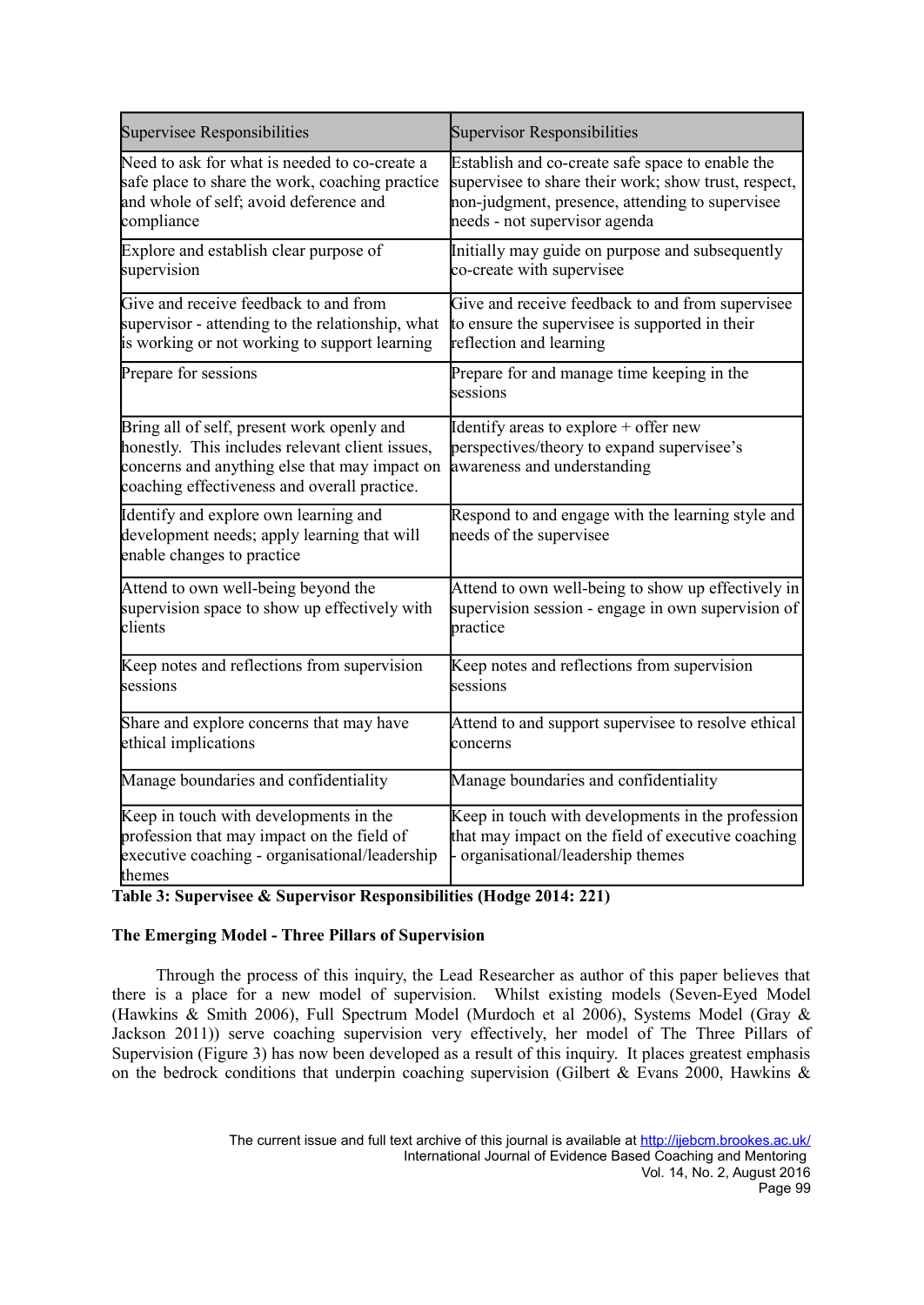| Supervisee Responsibilities | Supervisor Responsibilities |
|---|---|
| Need to ask for what is needed to co-create a safe place to share the work, coaching practice and whole of self; avoid deference and compliance | Establish and co-create safe space to enable the supervisee to share their work; show trust, respect, non-judgment, presence, attending to supervisee needs - not supervisor agenda |
| Explore and establish clear purpose of supervision | Initially may guide on purpose and subsequently co-create with supervisee |
| Give and receive feedback to and from supervisor - attending to the relationship, what is working or not working to support learning | Give and receive feedback to and from supervisee to ensure the supervisee is supported in their reflection and learning |
| Prepare for sessions | Prepare for and manage time keeping in the sessions |
| Bring all of self, present work openly and honestly. This includes relevant client issues, concerns and anything else that may impact on coaching effectiveness and overall practice. | Identify areas to explore + offer new perspectives/theory to expand supervisee's awareness and understanding |
| Identify and explore own learning and development needs; apply learning that will enable changes to practice | Respond to and engage with the learning style and needs of the supervisee |
| Attend to own well-being beyond the supervision space to show up effectively with clients | Attend to own well-being to show up effectively in supervision session - engage in own supervision of practice |
| Keep notes and reflections from supervision sessions | Keep notes and reflections from supervision sessions |
| Share and explore concerns that may have ethical implications | Attend to and support supervisee to resolve ethical concerns |
| Manage boundaries and confidentiality | Manage boundaries and confidentiality |
| Keep in touch with developments in the profession that may impact on the field of executive coaching - organisational/leadership themes | Keep in touch with developments in the profession that may impact on the field of executive coaching - organisational/leadership themes |

**Table 3: Supervisee & Supervisor Responsibilities (Hodge 2014: 221)**

### The Emerging Model - Three Pillars of Supervision

Through the process of this inquiry, the Lead Researcher as author of this paper believes that there is a place for a new model of supervision. Whilst existing models (Seven-Eyed Model (Hawkins & Smith 2006), Full Spectrum Model (Murdoch et al 2006), Systems Model (Gray & Jackson 2011)) serve coaching supervision very effectively, her model of The Three Pillars of Supervision (Figure 3) has now been developed as a result of this inquiry. It places greatest emphasis on the bedrock conditions that underpin coaching supervision (Gilbert & Evans 2000, Hawkins &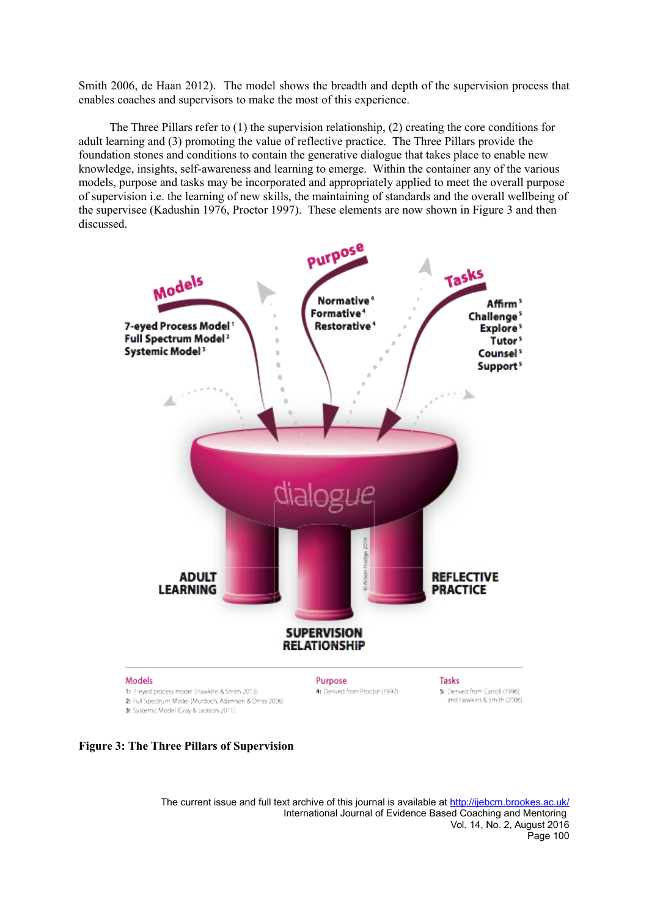Smith 2006, de Haan 2012). The model shows the breadth and depth of the supervision process that enables coaches and supervisors to make the most of this experience.

The Three Pillars refer to (1) the supervision relationship, (2) creating the core conditions for adult learning and (3) promoting the value of reflective practice. The Three Pillars provide the foundation stones and conditions to contain the generative dialogue that takes place to enable new knowledge, insights, self-awareness and learning to emerge. Within the container any of the various models, purpose and tasks may be incorporated and appropriately applied to meet the overall purpose of supervision i.e. the learning of new skills, the maintaining of standards and the overall wellbeing of the supervisee (Kadushin 1976, Proctor 1997). These elements are now shown in Figure 3 and then discussed.

Models
7-eyed Process Model[1]
Full Spectrum Model[2]
Systemic Model[3]

Purpose
Normative[4]
Formative[4]
Restorative[4]

Tasks
Affirm[5]
Challenge[5]
Explore[5]
Tutor[5]
Counsel[5]
Support[5]

dialogue

ADULT LEARNING

SUPERVISION RELATIONSHIP

REFLECTIVE PRACTICE

© Alison Hodge 2014

Models
1: 7-eyed process model (Hawkins & Smith 2013)
2: Full Spectrum Model (Murdoch, Adamson & Orriss 2006)
3: Systemic Model (Gray & Jackson 2011)

Purpose
4: Derived from Proctor (1997)

Tasks
5: Derived from Carroll (1996) and Hawkins & Smith (2006)

**Figure 3: The Three Pillars of Supervision**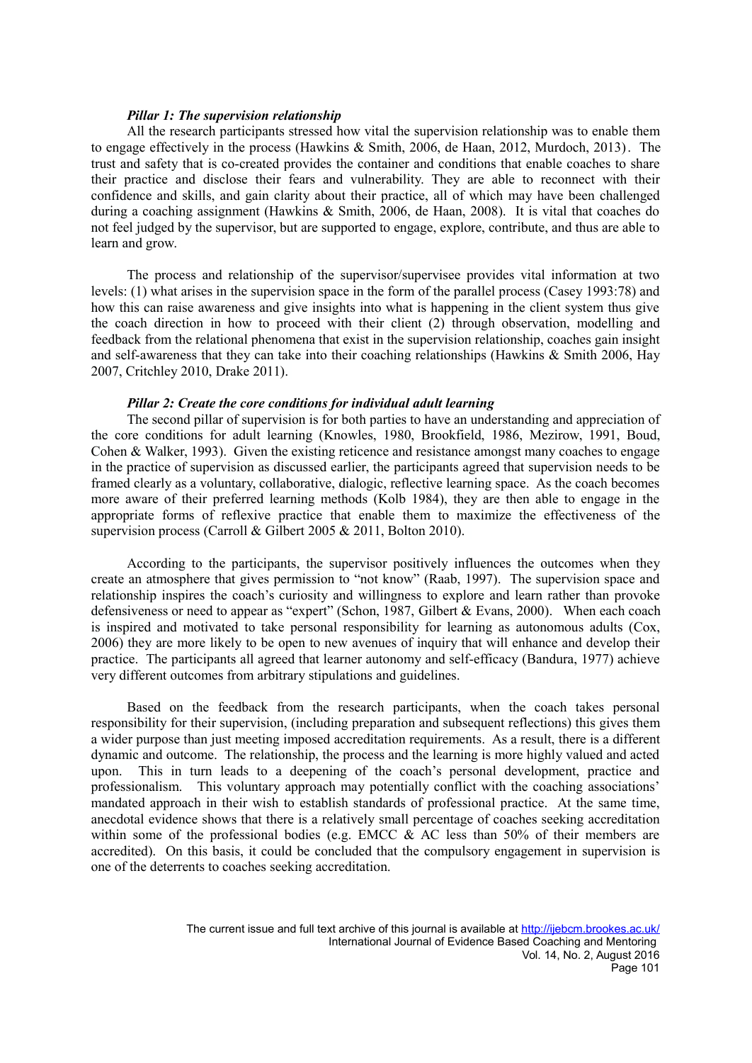### *Pillar 1: The supervision relationship*

All the research participants stressed how vital the supervision relationship was to enable them to engage effectively in the process (Hawkins & Smith, 2006, de Haan, 2012, Murdoch, 2013). The trust and safety that is co-created provides the container and conditions that enable coaches to share their practice and disclose their fears and vulnerability. They are able to reconnect with their confidence and skills, and gain clarity about their practice, all of which may have been challenged during a coaching assignment (Hawkins & Smith, 2006, de Haan, 2008). It is vital that coaches do not feel judged by the supervisor, but are supported to engage, explore, contribute, and thus are able to learn and grow.

The process and relationship of the supervisor/supervisee provides vital information at two levels: (1) what arises in the supervision space in the form of the parallel process (Casey 1993:78) and how this can raise awareness and give insights into what is happening in the client system thus give the coach direction in how to proceed with their client (2) through observation, modelling and feedback from the relational phenomena that exist in the supervision relationship, coaches gain insight and self-awareness that they can take into their coaching relationships (Hawkins & Smith 2006, Hay 2007, Critchley 2010, Drake 2011).

### *Pillar 2: Create the core conditions for individual adult learning*

The second pillar of supervision is for both parties to have an understanding and appreciation of the core conditions for adult learning (Knowles, 1980, Brookfield, 1986, Mezirow, 1991, Boud, Cohen & Walker, 1993). Given the existing reticence and resistance amongst many coaches to engage in the practice of supervision as discussed earlier, the participants agreed that supervision needs to be framed clearly as a voluntary, collaborative, dialogic, reflective learning space. As the coach becomes more aware of their preferred learning methods (Kolb 1984), they are then able to engage in the appropriate forms of reflexive practice that enable them to maximize the effectiveness of the supervision process (Carroll & Gilbert 2005 & 2011, Bolton 2010).

According to the participants, the supervisor positively influences the outcomes when they create an atmosphere that gives permission to "not know" (Raab, 1997). The supervision space and relationship inspires the coach's curiosity and willingness to explore and learn rather than provoke defensiveness or need to appear as "expert" (Schon, 1987, Gilbert & Evans, 2000). When each coach is inspired and motivated to take personal responsibility for learning as autonomous adults (Cox, 2006) they are more likely to be open to new avenues of inquiry that will enhance and develop their practice. The participants all agreed that learner autonomy and self-efficacy (Bandura, 1977) achieve very different outcomes from arbitrary stipulations and guidelines.

Based on the feedback from the research participants, when the coach takes personal responsibility for their supervision, (including preparation and subsequent reflections) this gives them a wider purpose than just meeting imposed accreditation requirements. As a result, there is a different dynamic and outcome. The relationship, the process and the learning is more highly valued and acted upon. This in turn leads to a deepening of the coach's personal development, practice and professionalism. This voluntary approach may potentially conflict with the coaching associations' mandated approach in their wish to establish standards of professional practice. At the same time, anecdotal evidence shows that there is a relatively small percentage of coaches seeking accreditation within some of the professional bodies (e.g. EMCC & AC less than 50% of their members are accredited). On this basis, it could be concluded that the compulsory engagement in supervision is one of the deterrents to coaches seeking accreditation.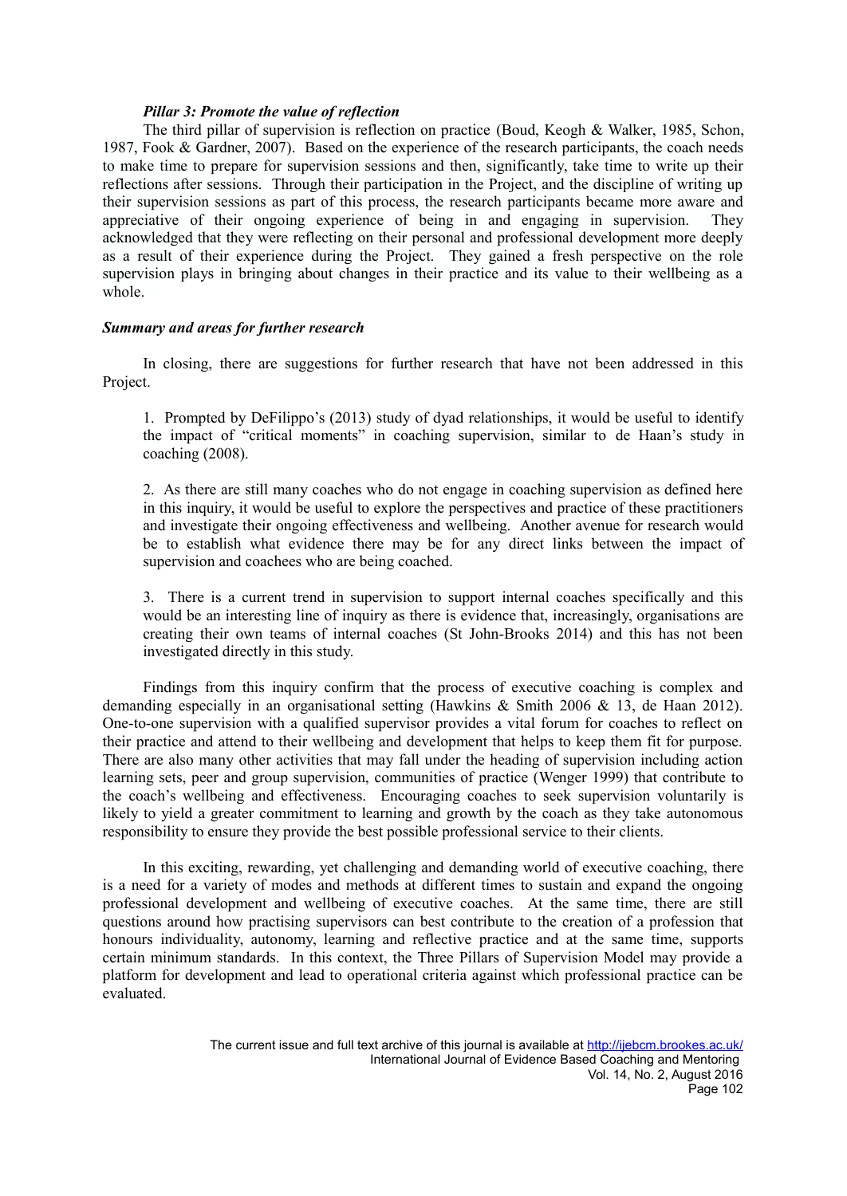### *Pillar 3: Promote the value of reflection*

The third pillar of supervision is reflection on practice (Boud, Keogh & Walker, 1985, Schon, 1987, Fook & Gardner, 2007). Based on the experience of the research participants, the coach needs to make time to prepare for supervision sessions and then, significantly, take time to write up their reflections after sessions. Through their participation in the Project, and the discipline of writing up their supervision sessions as part of this process, the research participants became more aware and appreciative of their ongoing experience of being in and engaging in supervision. They acknowledged that they were reflecting on their personal and professional development more deeply as a result of their experience during the Project. They gained a fresh perspective on the role supervision plays in bringing about changes in their practice and its value to their wellbeing as a whole.

### *Summary and areas for further research*

In closing, there are suggestions for further research that have not been addressed in this Project.

1. Prompted by DeFilippo's (2013) study of dyad relationships, it would be useful to identify the impact of "critical moments" in coaching supervision, similar to de Haan's study in coaching (2008).

2. As there are still many coaches who do not engage in coaching supervision as defined here in this inquiry, it would be useful to explore the perspectives and practice of these practitioners and investigate their ongoing effectiveness and wellbeing. Another avenue for research would be to establish what evidence there may be for any direct links between the impact of supervision and coachees who are being coached.

3. There is a current trend in supervision to support internal coaches specifically and this would be an interesting line of inquiry as there is evidence that, increasingly, organisations are creating their own teams of internal coaches (St John-Brooks 2014) and this has not been investigated directly in this study.

Findings from this inquiry confirm that the process of executive coaching is complex and demanding especially in an organisational setting (Hawkins & Smith 2006 & 13, de Haan 2012). One-to-one supervision with a qualified supervisor provides a vital forum for coaches to reflect on their practice and attend to their wellbeing and development that helps to keep them fit for purpose. There are also many other activities that may fall under the heading of supervision including action learning sets, peer and group supervision, communities of practice (Wenger 1999) that contribute to the coach's wellbeing and effectiveness. Encouraging coaches to seek supervision voluntarily is likely to yield a greater commitment to learning and growth by the coach as they take autonomous responsibility to ensure they provide the best possible professional service to their clients.

In this exciting, rewarding, yet challenging and demanding world of executive coaching, there is a need for a variety of modes and methods at different times to sustain and expand the ongoing professional development and wellbeing of executive coaches. At the same time, there are still questions around how practising supervisors can best contribute to the creation of a profession that honours individuality, autonomy, learning and reflective practice and at the same time, supports certain minimum standards. In this context, the Three Pillars of Supervision Model may provide a platform for development and lead to operational criteria against which professional practice can be evaluated.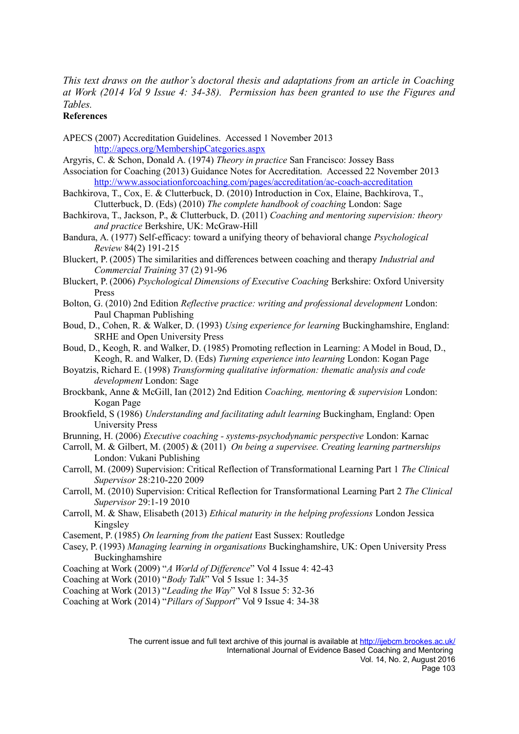*This text draws on the author's doctoral thesis and adaptations from an article in Coaching at Work (2014 Vol 9 Issue 4: 34-38). Permission has been granted to use the Figures and Tables.*

**References**

APECS (2007) Accreditation Guidelines. Accessed 1 November 2013 http://apecs.org/MembershipCategories.aspx

Argyris, C. & Schon, Donald A. (1974) *Theory in practice* San Francisco: Jossey Bass

Association for Coaching (2013) Guidance Notes for Accreditation. Accessed 22 November 2013 http://www.associationforcoaching.com/pages/accreditation/ac-coach-accreditation

Bachkirova, T., Cox, E. & Clutterbuck, D. (2010) Introduction in Cox, Elaine, Bachkirova, T., Clutterbuck, D. (Eds) (2010) *The complete handbook of coaching* London: Sage

Bachkirova, T., Jackson, P., & Clutterbuck, D. (2011) *Coaching and mentoring supervision: theory and practice* Berkshire, UK: McGraw-Hill

Bandura, A. (1977) Self-efficacy: toward a unifying theory of behavioral change *Psychological Review* 84(2) 191-215

Bluckert, P. (2005) The similarities and differences between coaching and therapy *Industrial and Commercial Training* 37 (2) 91-96

Bluckert, P. (2006) *Psychological Dimensions of Executive Coaching* Berkshire: Oxford University Press

Bolton, G. (2010) 2nd Edition *Reflective practice: writing and professional development* London: Paul Chapman Publishing

Boud, D., Cohen, R. & Walker, D. (1993) *Using experience for learning* Buckinghamshire, England: SRHE and Open University Press

Boud, D., Keogh, R. and Walker, D. (1985) Promoting reflection in Learning: A Model in Boud, D., Keogh, R. and Walker, D. (Eds) *Turning experience into learning* London: Kogan Page

Boyatzis, Richard E. (1998) *Transforming qualitative information: thematic analysis and code development* London: Sage

Brockbank, Anne & McGill, Ian (2012) 2nd Edition *Coaching, mentoring & supervision* London: Kogan Page

Brookfield, S (1986) *Understanding and facilitating adult learning* Buckingham, England: Open University Press

Brunning, H. (2006) *Executive coaching - systems-psychodynamic perspective* London: Karnac

Carroll, M. & Gilbert, M. (2005) & (2011) *On being a supervisee. Creating learning partnerships* London: Vukani Publishing

Carroll, M. (2009) Supervision: Critical Reflection of Transformational Learning Part 1 *The Clinical Supervisor* 28:210-220 2009

Carroll, M. (2010) Supervision: Critical Reflection for Transformational Learning Part 2 *The Clinical Supervisor* 29:1-19 2010

Carroll, M. & Shaw, Elisabeth (2013) *Ethical maturity in the helping professions* London Jessica Kingsley

Casement, P. (1985) *On learning from the patient* East Sussex: Routledge

Casey, P. (1993) *Managing learning in organisations* Buckinghamshire, UK: Open University Press Buckinghamshire

Coaching at Work (2009) "*A World of Difference*" Vol 4 Issue 4: 42-43

Coaching at Work (2010) "*Body Talk*" Vol 5 Issue 1: 34-35

Coaching at Work (2013) "*Leading the Way*" Vol 8 Issue 5: 32-36

Coaching at Work (2014) "*Pillars of Support*" Vol 9 Issue 4: 34-38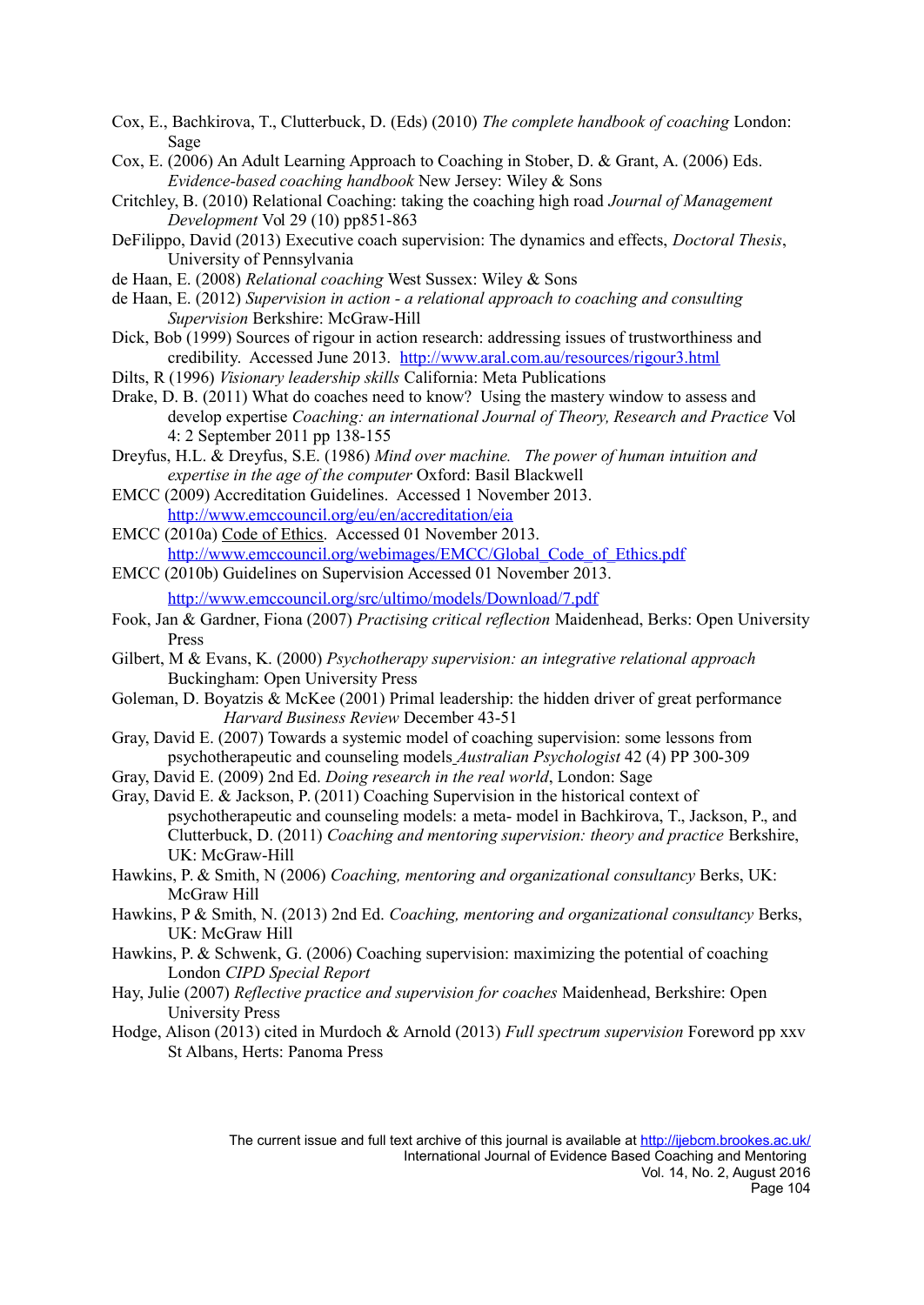Cox, E., Bachkirova, T., Clutterbuck, D. (Eds) (2010) *The complete handbook of coaching* London: Sage

Cox, E. (2006) An Adult Learning Approach to Coaching in Stober, D. & Grant, A. (2006) Eds. *Evidence-based coaching handbook* New Jersey: Wiley & Sons

Critchley, B. (2010) Relational Coaching: taking the coaching high road *Journal of Management Development* Vol 29 (10) pp851-863

DeFilippo, David (2013) Executive coach supervision: The dynamics and effects, *Doctoral Thesis*, University of Pennsylvania

de Haan, E. (2008) *Relational coaching* West Sussex: Wiley & Sons

de Haan, E. (2012) *Supervision in action - a relational approach to coaching and consulting Supervision* Berkshire: McGraw-Hill

Dick, Bob (1999) Sources of rigour in action research: addressing issues of trustworthiness and credibility. Accessed June 2013. http://www.aral.com.au/resources/rigour3.html

Dilts, R (1996) *Visionary leadership skills* California: Meta Publications

Drake, D. B. (2011) What do coaches need to know? Using the mastery window to assess and develop expertise *Coaching: an international Journal of Theory, Research and Practice* Vol 4: 2 September 2011 pp 138-155

Dreyfus, H.L. & Dreyfus, S.E. (1986) *Mind over machine. The power of human intuition and expertise in the age of the computer* Oxford: Basil Blackwell

EMCC (2009) Accreditation Guidelines. Accessed 1 November 2013. http://www.emccouncil.org/eu/en/accreditation/eia

EMCC (2010a) Code of Ethics. Accessed 01 November 2013. http://www.emccouncil.org/webimages/EMCC/Global_Code_of_Ethics.pdf

EMCC (2010b) Guidelines on Supervision Accessed 01 November 2013. http://www.emccouncil.org/src/ultimo/models/Download/7.pdf

Fook, Jan & Gardner, Fiona (2007) *Practising critical reflection* Maidenhead, Berks: Open University Press

Gilbert, M & Evans, K. (2000) *Psychotherapy supervision: an integrative relational approach* Buckingham: Open University Press

Goleman, D. Boyatzis & McKee (2001) Primal leadership: the hidden driver of great performance *Harvard Business Review* December 43-51

Gray, David E. (2007) Towards a systemic model of coaching supervision: some lessons from psychotherapeutic and counseling models *Australian Psychologist* 42 (4) PP 300-309

Gray, David E. (2009) 2nd Ed. *Doing research in the real world*, London: Sage

Gray, David E. & Jackson, P. (2011) Coaching Supervision in the historical context of psychotherapeutic and counseling models: a meta- model in Bachkirova, T., Jackson, P., and Clutterbuck, D. (2011) *Coaching and mentoring supervision: theory and practice* Berkshire, UK: McGraw-Hill

Hawkins, P. & Smith, N (2006) *Coaching, mentoring and organizational consultancy* Berks, UK: McGraw Hill

Hawkins, P & Smith, N. (2013) 2nd Ed. *Coaching, mentoring and organizational consultancy* Berks, UK: McGraw Hill

Hawkins, P. & Schwenk, G. (2006) Coaching supervision: maximizing the potential of coaching London *CIPD Special Report*

Hay, Julie (2007) *Reflective practice and supervision for coaches* Maidenhead, Berkshire: Open University Press

Hodge, Alison (2013) cited in Murdoch & Arnold (2013) *Full spectrum supervision* Foreword pp xxv St Albans, Herts: Panoma Press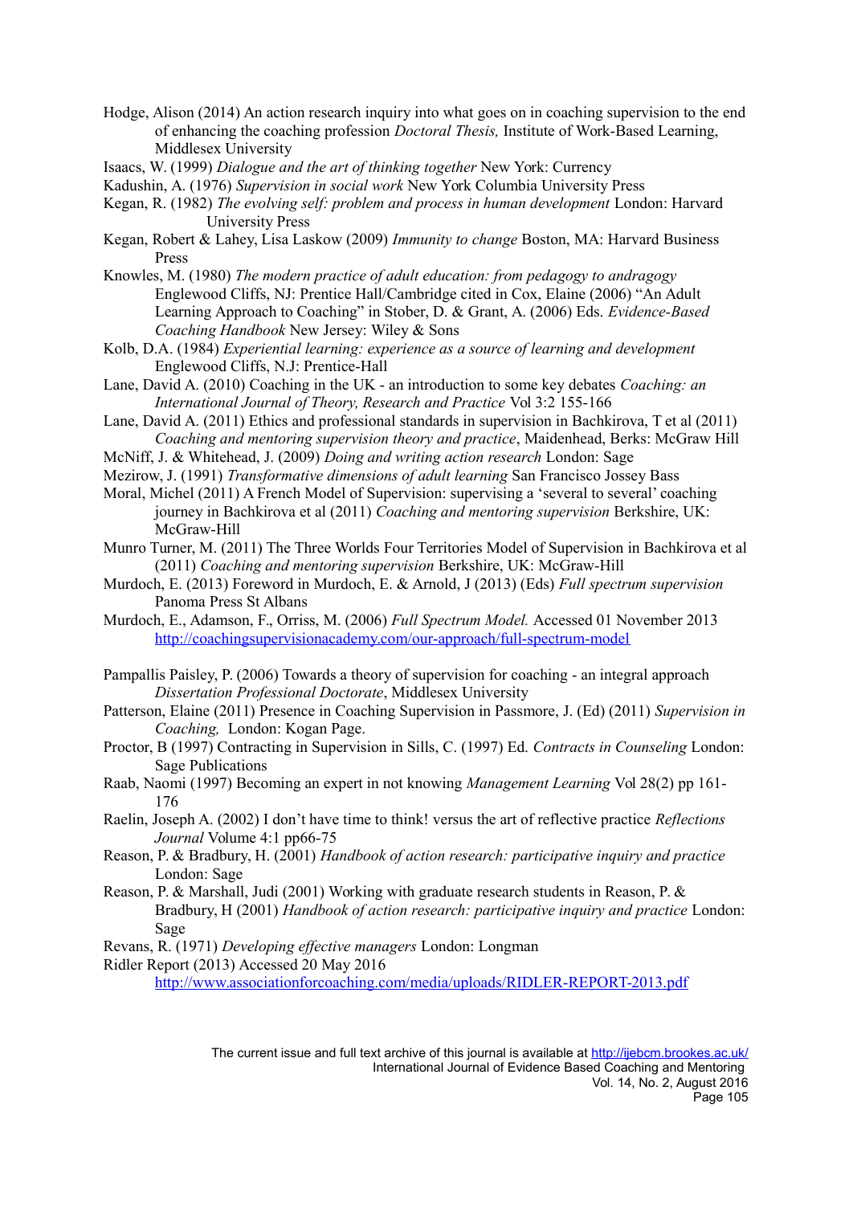Hodge, Alison (2014) An action research inquiry into what goes on in coaching supervision to the end of enhancing the coaching profession *Doctoral Thesis,* Institute of Work-Based Learning, Middlesex University

Isaacs, W. (1999) *Dialogue and the art of thinking together* New York: Currency

Kadushin, A. (1976) *Supervision in social work* New York Columbia University Press

Kegan, R. (1982) *The evolving self: problem and process in human development* London: Harvard University Press

Kegan, Robert & Lahey, Lisa Laskow (2009) *Immunity to change* Boston, MA: Harvard Business Press

Knowles, M. (1980) *The modern practice of adult education: from pedagogy to andragogy* Englewood Cliffs, NJ: Prentice Hall/Cambridge cited in Cox, Elaine (2006) "An Adult Learning Approach to Coaching" in Stober, D. & Grant, A. (2006) Eds. *Evidence-Based Coaching Handbook* New Jersey: Wiley & Sons

Kolb, D.A. (1984) *Experiential learning: experience as a source of learning and development* Englewood Cliffs, N.J: Prentice-Hall

Lane, David A. (2010) Coaching in the UK - an introduction to some key debates *Coaching: an International Journal of Theory, Research and Practice* Vol 3:2 155-166

Lane, David A. (2011) Ethics and professional standards in supervision in Bachkirova, T et al (2011) *Coaching and mentoring supervision theory and practice*, Maidenhead, Berks: McGraw Hill

McNiff, J. & Whitehead, J. (2009) *Doing and writing action research* London: Sage

Mezirow, J. (1991) *Transformative dimensions of adult learning* San Francisco Jossey Bass

Moral, Michel (2011) A French Model of Supervision: supervising a 'several to several' coaching journey in Bachkirova et al (2011) *Coaching and mentoring supervision* Berkshire, UK: McGraw-Hill

Munro Turner, M. (2011) The Three Worlds Four Territories Model of Supervision in Bachkirova et al (2011) *Coaching and mentoring supervision* Berkshire, UK: McGraw-Hill

Murdoch, E. (2013) Foreword in Murdoch, E. & Arnold, J (2013) (Eds) *Full spectrum supervision* Panoma Press St Albans

Murdoch, E., Adamson, F., Orriss, M. (2006) *Full Spectrum Model.* Accessed 01 November 2013 http://coachingsupervisionacademy.com/our-approach/full-spectrum-model

Pampallis Paisley, P. (2006) Towards a theory of supervision for coaching - an integral approach *Dissertation Professional Doctorate*, Middlesex University

Patterson, Elaine (2011) Presence in Coaching Supervision in Passmore, J. (Ed) (2011) *Supervision in Coaching,* London: Kogan Page.

Proctor, B (1997) Contracting in Supervision in Sills, C. (1997) Ed. *Contracts in Counseling* London: Sage Publications

Raab, Naomi (1997) Becoming an expert in not knowing *Management Learning* Vol 28(2) pp 161-176

Raelin, Joseph A. (2002) I don't have time to think! versus the art of reflective practice *Reflections Journal* Volume 4:1 pp66-75

Reason, P. & Bradbury, H. (2001) *Handbook of action research: participative inquiry and practice* London: Sage

Reason, P. & Marshall, Judi (2001) Working with graduate research students in Reason, P. & Bradbury, H (2001) *Handbook of action research: participative inquiry and practice* London: Sage

Revans, R. (1971) *Developing effective managers* London: Longman

Ridler Report (2013) Accessed 20 May 2016 http://www.associationforcoaching.com/media/uploads/RIDLER-REPORT-2013.pdf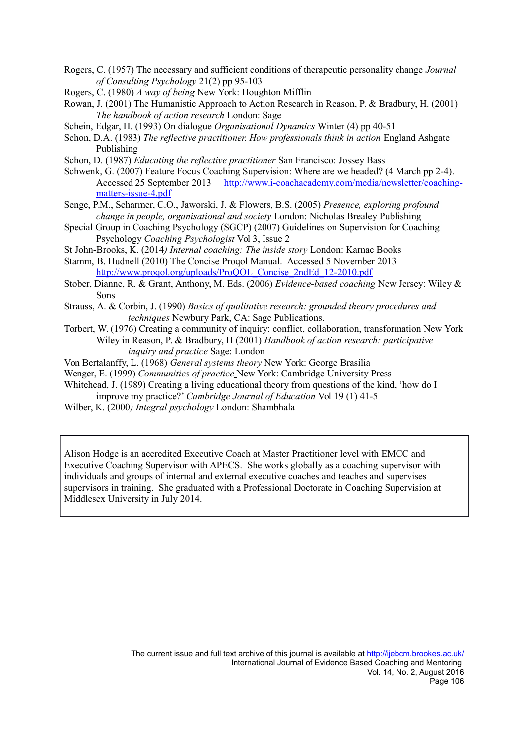Rogers, C. (1957) The necessary and sufficient conditions of therapeutic personality change *Journal of Consulting Psychology* 21(2) pp 95-103

Rogers, C. (1980) *A way of being* New York: Houghton Mifflin

Rowan, J. (2001) The Humanistic Approach to Action Research in Reason, P. & Bradbury, H. (2001) *The handbook of action research* London: Sage

Schein, Edgar, H. (1993) On dialogue *Organisational Dynamics* Winter (4) pp 40-51

Schon, D.A. (1983) *The reflective practitioner. How professionals think in action* England Ashgate Publishing

Schon, D. (1987) *Educating the reflective practitioner* San Francisco: Jossey Bass

Schwenk, G. (2007) Feature Focus Coaching Supervision: Where are we headed? (4 March pp 2-4). Accessed 25 September 2013 http://www.i-coachacademy.com/media/newsletter/coaching-matters-issue-4.pdf

Senge, P.M., Scharmer, C.O., Jaworski, J. & Flowers, B.S. (2005) *Presence, exploring profound change in people, organisational and society* London: Nicholas Brealey Publishing

Special Group in Coaching Psychology (SGCP) (2007) Guidelines on Supervision for Coaching Psychology *Coaching Psychologist* Vol 3, Issue 2

St John-Brooks, K. (2014*) Internal coaching: The inside story* London: Karnac Books

Stamm, B. Hudnell (2010) The Concise Proqol Manual. Accessed 5 November 2013 http://www.proqol.org/uploads/ProQOL_Concise_2ndEd_12-2010.pdf

Stober, Dianne, R. & Grant, Anthony, M. Eds. (2006) *Evidence-based coaching* New Jersey: Wiley & Sons

Strauss, A. & Corbin, J. (1990) *Basics of qualitative research: grounded theory procedures and techniques* Newbury Park, CA: Sage Publications.

Torbert, W. (1976) Creating a community of inquiry: conflict, collaboration, transformation New York Wiley in Reason, P. & Bradbury, H (2001) *Handbook of action research: participative inquiry and practice* Sage: London

Von Bertalanffy, L. (1968) *General systems theory* New York: George Brasilia

Wenger, E. (1999) *Communities of practice* New York: Cambridge University Press

Whitehead, J. (1989) Creating a living educational theory from questions of the kind, 'how do I improve my practice?' *Cambridge Journal of Education* Vol 19 (1) 41-5

Wilber, K. (2000*) Integral psychology* London: Shambhala

---

Alison Hodge is an accredited Executive Coach at Master Practitioner level with EMCC and Executive Coaching Supervisor with APECS. She works globally as a coaching supervisor with individuals and groups of internal and external executive coaches and teaches and supervises supervisors in training. She graduated with a Professional Doctorate in Coaching Supervision at Middlesex University in July 2014.